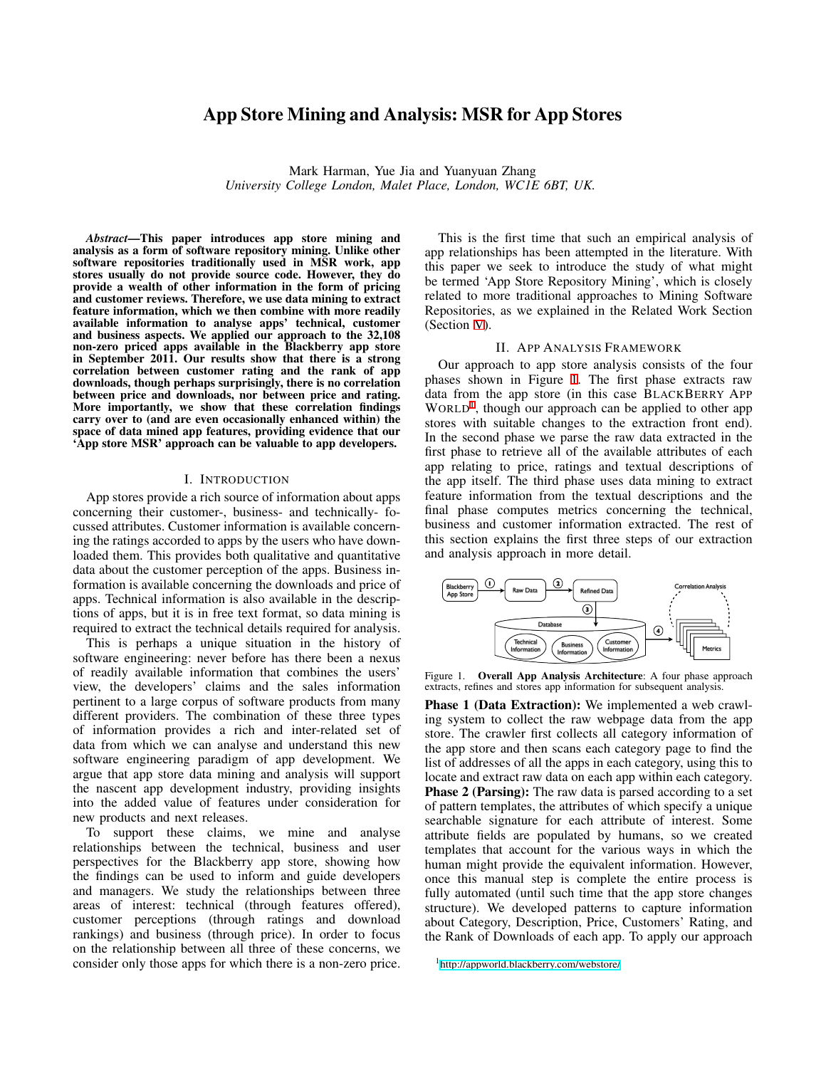# App Store Mining and Analysis: MSR for App Stores

Mark Harman, Yue Jia and Yuanyuan Zhang
*University College London, Malet Place, London, WC1E 6BT, UK.*

***Abstract*—This paper introduces app store mining and analysis as a form of software repository mining. Unlike other software repositories traditionally used in MSR work, app stores usually do not provide source code. However, they do provide a wealth of other information in the form of pricing and customer reviews. Therefore, we use data mining to extract feature information, which we then combine with more readily available information to analyse apps' technical, customer and business aspects. We applied our approach to the 32,108 non-zero priced apps available in the Blackberry app store in September 2011. Our results show that there is a strong correlation between customer rating and the rank of app downloads, though perhaps surprisingly, there is no correlation between price and downloads, nor between price and rating. More importantly, we show that these correlation findings carry over to (and are even occasionally enhanced within) the space of data mined app features, providing evidence that our 'App store MSR' approach can be valuable to app developers.**

## I. Introduction

App stores provide a rich source of information about apps concerning their customer-, business- and technically- focussed attributes. Customer information is available concerning the ratings accorded to apps by the users who have downloaded them. This provides both qualitative and quantitative data about the customer perception of the apps. Business information is available concerning the downloads and price of apps. Technical information is also available in the descriptions of apps, but it is in free text format, so data mining is required to extract the technical details required for analysis.

This is perhaps a unique situation in the history of software engineering: never before has there been a nexus of readily available information that combines the users' view, the developers' claims and the sales information pertinent to a large corpus of software products from many different providers. The combination of these three types of information provides a rich and inter-related set of data from which we can analyse and understand this new software engineering paradigm of app development. We argue that app store data mining and analysis will support the nascent app development industry, providing insights into the added value of features under consideration for new products and next releases.

To support these claims, we mine and analyse relationships between the technical, business and user perspectives for the Blackberry app store, showing how the findings can be used to inform and guide developers and managers. We study the relationships between three areas of interest: technical (through features offered), customer perceptions (through ratings and download rankings) and business (through price). In order to focus on the relationship between all three of these concerns, we consider only those apps for which there is a non-zero price.

This is the first time that such an empirical analysis of app relationships has been attempted in the literature. With this paper we seek to introduce the study of what might be termed 'App Store Repository Mining', which is closely related to more traditional approaches to Mining Software Repositories, as we explained in the Related Work Section (Section V).

## II. App Analysis Framework

Our approach to app store analysis consists of the four phases shown in Figure 1. The first phase extracts raw data from the app store (in this case BLACKBERRY APP WORLD[1], though our approach can be applied to other app stores with suitable changes to the extraction front end). In the second phase we parse the raw data extracted in the first phase to retrieve all of the available attributes of each app relating to price, ratings and textual descriptions of the app itself. The third phase uses data mining to extract feature information from the textual descriptions and the final phase computes metrics concerning the technical, business and customer information extracted. The rest of this section explains the first three steps of our extraction and analysis approach in more detail.

Figure 1. **Overall App Analysis Architecture**: A four phase approach extracts, refines and stores app information for subsequent analysis.

**Phase 1 (Data Extraction):** We implemented a web crawling system to collect the raw webpage data from the app store. The crawler first collects all category information of the app store and then scans each category page to find the list of addresses of all the apps in each category, using this to locate and extract raw data on each app within each category.

**Phase 2 (Parsing):** The raw data is parsed according to a set of pattern templates, the attributes of which specify a unique searchable signature for each attribute of interest. Some attribute fields are populated by humans, so we created templates that account for the various ways in which the human might provide the equivalent information. However, once this manual step is complete the entire process is fully automated (until such time that the app store changes structure). We developed patterns to capture information about Category, Description, Price, Customers' Rating, and the Rank of Downloads of each app. To apply our approach

[1] http://appworld.blackberry.com/webstore/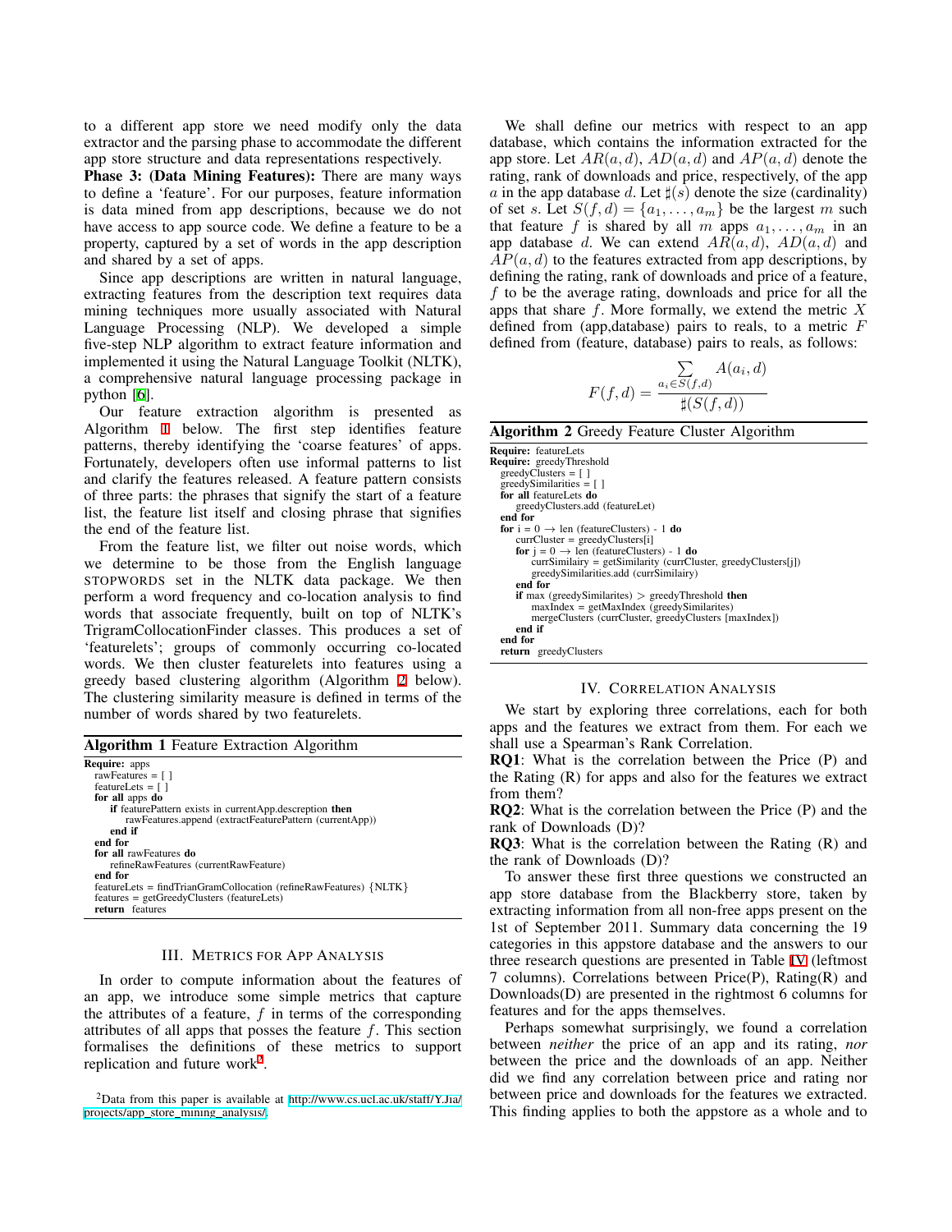to a different app store we need modify only the data extractor and the parsing phase to accommodate the different app store structure and data representations respectively.

**Phase 3: (Data Mining Features):** There are many ways to define a 'feature'. For our purposes, feature information is data mined from app descriptions, because we do not have access to app source code. We define a feature to be a property, captured by a set of words in the app description and shared by a set of apps.

Since app descriptions are written in natural language, extracting features from the description text requires data mining techniques more usually associated with Natural Language Processing (NLP). We developed a simple five-step NLP algorithm to extract feature information and implemented it using the Natural Language Toolkit (NLTK), a comprehensive natural language processing package in python [6].

Our feature extraction algorithm is presented as Algorithm 1 below. The first step identifies feature patterns, thereby identifying the 'coarse features' of apps. Fortunately, developers often use informal patterns to list and clarify the features released. A feature pattern consists of three parts: the phrases that signify the start of a feature list, the feature list itself and closing phrase that signifies the end of the feature list.

From the feature list, we filter out noise words, which we determine to be those from the English language STOPWORDS set in the NLTK data package. We then perform a word frequency and co-location analysis to find words that associate frequently, built on top of NLTK's TrigramCollocationFinder classes. This produces a set of 'featurelets'; groups of commonly occurring co-located words. We then cluster featurelets into features using a greedy based clustering algorithm (Algorithm 2 below). The clustering similarity measure is defined in terms of the number of words shared by two featurelets.

**Algorithm 1** Feature Extraction Algorithm

```
Require: apps
  rawFeatures = [ ]
  featureLets = [ ]
  for all apps do
    if featurePattern exists in currentApp.descrption then
      rawFeatures.append (extractFeaturePattern (currentApp))
    end if
  end for
  for all rawFeatures do
    refineRawFeatures (currentRawFeature)
  end for
  featureLets = findTrianGramCollocation (refineRawFeatures) {NLTK}
  features = getGreedyClusters (featureLets)
  return features
```

## III. Metrics for App Analysis

In order to compute information about the features of an app, we introduce some simple metrics that capture the attributes of a feature, $f$ in terms of the corresponding attributes of all apps that posses the feature $f$. This section formalises the definitions of these metrics to support replication and future work[2].

[2]Data from this paper is available at http://www.cs.ucl.ac.uk/staff/Y.Jia/projects/app_store_mining_analysis/.

We shall define our metrics with respect to an app database, which contains the information extracted for the app store. Let $AR(a,d)$, $AD(a,d)$ and $AP(a,d)$ denote the rating, rank of downloads and price, respectively, of the app $a$ in the app database $d$. Let $\sharp(s)$ denote the size (cardinality) of set $s$. Let $S(f,d) = \{a_1, \ldots, a_m\}$ be the largest $m$ such that feature $f$ is shared by all $m$ apps $a_1, \ldots, a_m$ in an app database $d$. We can extend $AR(a,d)$, $AD(a,d)$ and $AP(a,d)$ to the features extracted from app descriptions, by defining the rating, rank of downloads and price of a feature, $f$ to be the average rating, downloads and price for all the apps that share $f$. More formally, we extend the metric $X$ defined from (app,database) pairs to reals, to a metric $F$ defined from (feature, database) pairs to reals, as follows:

$$F(f,d) = \frac{\sum_{a_i \in S(f,d)} A(a_i,d)}{\sharp(S(f,d))}$$

**Algorithm 2** Greedy Feature Cluster Algorithm

```
Require: featureLets
Require: greedyThreshold
  greedyClusters = [ ]
  greedySimilarities = [ ]
  for all featureLets do
    greedyClusters.add (featureLet)
  end for
  for i = 0 → len (featureClusters) - 1 do
    currCluster = greedyClusters[i]
    for j = 0 → len (featureClusters) - 1 do
      currSimilairy = getSimilarity (currCluster, greedyClusters[j])
      greedySimilarities.add (currSimilairy)
    end for
    if max (greedySimilarites) > greedyThreshold then
      maxIndex = getMaxIndex (greedySimilarites)
      mergeClusters (currCluster, greedyClusters [maxIndex])
    end if
  end for
  return greedyClusters
```

## IV. Correlation Analysis

We start by exploring three correlations, each for both apps and the features we extract from them. For each we shall use a Spearman's Rank Correlation.

**RQ1**: What is the correlation between the Price (P) and the Rating (R) for apps and also for the features we extract from them?

**RQ2**: What is the correlation between the Price (P) and the rank of Downloads (D)?

**RQ3**: What is the correlation between the Rating (R) and the rank of Downloads (D)?

To answer these first three questions we constructed an app store database from the Blackberry store, taken by extracting information from all non-free apps present on the 1st of September 2011. Summary data concerning the 19 categories in this appstore database and the answers to our three research questions are presented in Table IV (leftmost 7 columns). Correlations between Price(P), Rating(R) and Downloads(D) are presented in the rightmost 6 columns for features and for the apps themselves.

Perhaps somewhat surprisingly, we found a correlation between *neither* the price of an app and its rating, *nor* between the price and the downloads of an app. Neither did we find any correlation between price and rating nor between price and downloads for the features we extracted. This finding applies to both the appstore as a whole and to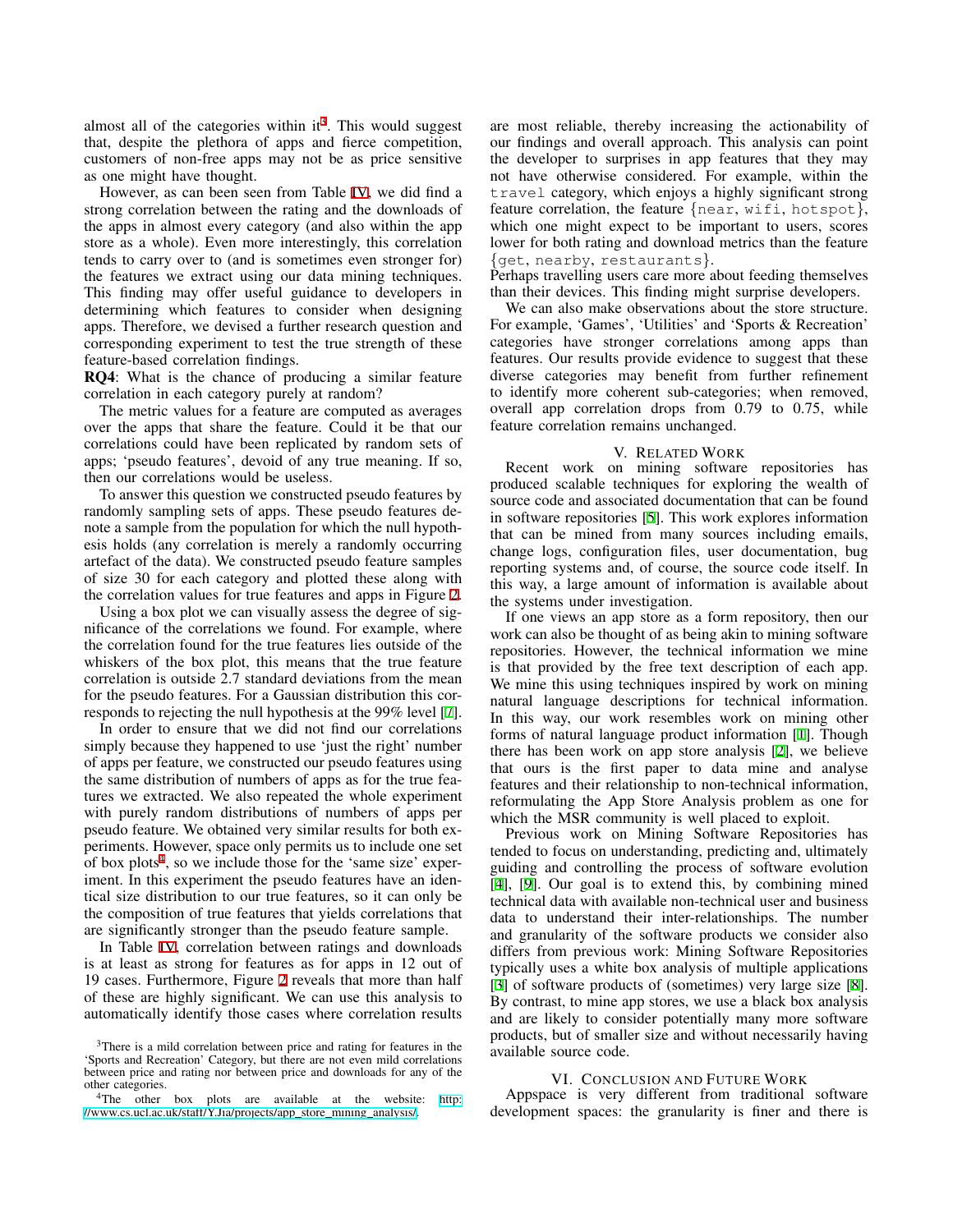almost all of the categories within it[3]. This would suggest that, despite the plethora of apps and fierce competition, customers of non-free apps may not be as price sensitive as one might have thought.

However, as can been seen from Table IV, we did find a strong correlation between the rating and the downloads of the apps in almost every category (and also within the app store as a whole). Even more interestingly, this correlation tends to carry over to (and is sometimes even stronger for) the features we extract using our data mining techniques. This finding may offer useful guidance to developers in determining which features to consider when designing apps. Therefore, we devised a further research question and corresponding experiment to test the true strength of these feature-based correlation findings.

**RQ4**: What is the chance of producing a similar feature correlation in each category purely at random?

The metric values for a feature are computed as averages over the apps that share the feature. Could it be that our correlations could have been replicated by random sets of apps; 'pseudo features', devoid of any true meaning. If so, then our correlations would be useless.

To answer this question we constructed pseudo features by randomly sampling sets of apps. These pseudo features denote a sample from the population for which the null hypothesis holds (any correlation is merely a randomly occurring artefact of the data). We constructed pseudo feature samples of size 30 for each category and plotted these along with the correlation values for true features and apps in Figure 2.

Using a box plot we can visually assess the degree of significance of the correlations we found. For example, where the correlation found for the true features lies outside of the whiskers of the box plot, this means that the true feature correlation is outside 2.7 standard deviations from the mean for the pseudo features. For a Gaussian distribution this corresponds to rejecting the null hypothesis at the 99% level [7].

In order to ensure that we did not find our correlations simply because they happened to use 'just the right' number of apps per feature, we constructed our pseudo features using the same distribution of numbers of apps as for the true features we extracted. We also repeated the whole experiment with purely random distributions of numbers of apps per pseudo feature. We obtained very similar results for both experiments. However, space only permits us to include one set of box plots[4], so we include those for the 'same size' experiment. In this experiment the pseudo features have an identical size distribution to our true features, so it can only be the composition of true features that yields correlations that are significantly stronger than the pseudo feature sample.

In Table IV, correlation between ratings and downloads is at least as strong for features as for apps in 12 out of 19 cases. Furthermore, Figure 2 reveals that more than half of these are highly significant. We can use this analysis to automatically identify those cases where correlation results are most reliable, thereby increasing the actionability of our findings and overall approach. This analysis can point the developer to surprises in app features that they may not have otherwise considered. For example, within the `travel` category, which enjoys a highly significant strong feature correlation, the feature {`near`, `wifi`, `hotspot`}, which one might expect to be important to users, scores lower for both rating and download metrics than the feature {`get`, `nearby`, `restaurants`}.
Perhaps travelling users care more about feeding themselves than their devices. This finding might surprise developers.

We can also make observations about the store structure. For example, 'Games', 'Utilities' and 'Sports & Recreation' categories have stronger correlations among apps than features. Our results provide evidence to suggest that these diverse categories may benefit from further refinement to identify more coherent sub-categories; when removed, overall app correlation drops from 0.79 to 0.75, while feature correlation remains unchanged.

## V. Related Work

Recent work on mining software repositories has produced scalable techniques for exploring the wealth of source code and associated documentation that can be found in software repositories [5]. This work explores information that can be mined from many sources including emails, change logs, configuration files, user documentation, bug reporting systems and, of course, the source code itself. In this way, a large amount of information is available about the systems under investigation.

If one views an app store as a form repository, then our work can also be thought of as being akin to mining software repositories. However, the technical information we mine is that provided by the free text description of each app. We mine this using techniques inspired by work on mining natural language descriptions for technical information. In this way, our work resembles work on mining other forms of natural language product information [1]. Though there has been work on app store analysis [2], we believe that ours is the first paper to data mine and analyse features and their relationship to non-technical information, reformulating the App Store Analysis problem as one for which the MSR community is well placed to exploit.

Previous work on Mining Software Repositories has tended to focus on understanding, predicting and, ultimately guiding and controlling the process of software evolution [4], [9]. Our goal is to extend this, by combining mined technical data with available non-technical user and business data to understand their inter-relationships. The number and granularity of the software products we consider also differs from previous work: Mining Software Repositories typically uses a white box analysis of multiple applications [3] of software products of (sometimes) very large size [8]. By contrast, to mine app stores, we use a black box analysis and are likely to consider potentially many more software products, but of smaller size and without necessarily having available source code.

## VI. Conclusion and Future Work

Appspace is very different from traditional software development spaces: the granularity is finer and there is

[3]There is a mild correlation between price and rating for features in the 'Sports and Recreation' Category, but there are not even mild correlations between price and rating nor between price and downloads for any of the other categories.

[4]The other box plots are available at the website: http://www.cs.ucl.ac.uk/staff/Y.Jia/projects/app_store_mining_analysis/.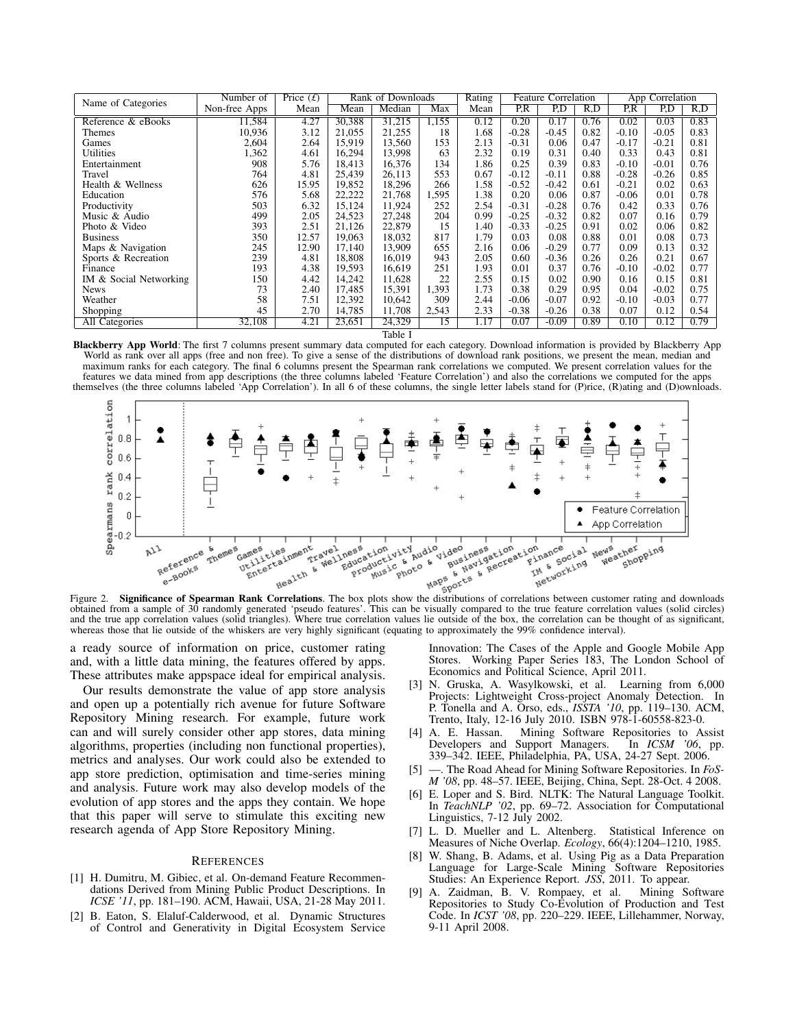| Name of Categories | Number of Non-free Apps | Price (£) Mean | Rank of Downloads | | | Rating Mean | Feature Correlation | | | App Correlation | | |
|---|---|---|---|---|---|---|---|---|---|---|---|---|
| | | | Mean | Median | Max | | P,R | P,D | R,D | P,R | P,D | R,D |
| Reference & eBooks | 11,584 | 4.27 | 30,388 | 31,215 | 1,155 | 0.12 | 0.20 | 0.17 | 0.76 | 0.02 | 0.03 | 0.83 |
| Themes | 10,936 | 3.12 | 21,055 | 21,255 | 18 | 1.68 | -0.28 | -0.45 | 0.82 | -0.10 | -0.05 | 0.83 |
| Games | 2,604 | 2.64 | 15,919 | 13,560 | 153 | 2.13 | -0.31 | 0.06 | 0.47 | -0.17 | -0.21 | 0.81 |
| Utilities | 1,362 | 4.61 | 16,294 | 13,998 | 63 | 2.32 | 0.19 | 0.31 | 0.40 | 0.33 | 0.43 | 0.81 |
| Entertainment | 908 | 5.76 | 18,413 | 16,376 | 134 | 1.86 | 0.25 | 0.39 | 0.83 | -0.10 | -0.01 | 0.76 |
| Travel | 764 | 4.81 | 25,439 | 26,113 | 553 | 0.67 | -0.12 | -0.11 | 0.88 | -0.28 | -0.26 | 0.85 |
| Health & Wellness | 626 | 15.95 | 19,852 | 18,296 | 266 | 1.58 | -0.52 | -0.42 | 0.61 | -0.21 | 0.02 | 0.63 |
| Education | 576 | 5.68 | 22,222 | 21,768 | 1,595 | 1.38 | 0.20 | 0.06 | 0.87 | -0.06 | 0.01 | 0.78 |
| Productivity | 503 | 6.32 | 15,124 | 11,924 | 252 | 2.54 | -0.31 | -0.28 | 0.76 | 0.42 | 0.33 | 0.76 |
| Music & Audio | 499 | 2.05 | 24,523 | 27,248 | 204 | 0.99 | -0.25 | -0.32 | 0.82 | 0.07 | 0.16 | 0.79 |
| Photo & Video | 393 | 2.51 | 21,126 | 22,879 | 15 | 1.40 | -0.33 | -0.25 | 0.91 | 0.02 | 0.06 | 0.82 |
| Business | 350 | 12.57 | 19,063 | 18,032 | 817 | 1.79 | 0.03 | 0.08 | 0.88 | 0.01 | 0.08 | 0.73 |
| Maps & Navigation | 245 | 12.90 | 17,140 | 13,909 | 655 | 2.16 | 0.06 | -0.29 | 0.77 | 0.09 | 0.13 | 0.32 |
| Sports & Recreation | 239 | 4.81 | 18,808 | 16,019 | 943 | 2.05 | 0.60 | -0.36 | 0.26 | 0.26 | 0.21 | 0.67 |
| Finance | 193 | 4.38 | 19,593 | 16,619 | 251 | 1.93 | 0.01 | 0.37 | 0.76 | -0.10 | -0.02 | 0.77 |
| IM & Social Networking | 150 | 4.42 | 14,242 | 11,628 | 22 | 2.55 | 0.15 | 0.02 | 0.90 | 0.16 | 0.15 | 0.81 |
| News | 73 | 2.40 | 17,485 | 15,391 | 1,393 | 1.73 | 0.38 | 0.29 | 0.95 | 0.04 | -0.02 | 0.75 |
| Weather | 58 | 7.51 | 12,392 | 10,642 | 309 | 2.44 | -0.06 | -0.07 | 0.92 | -0.10 | -0.03 | 0.77 |
| Shopping | 45 | 2.70 | 14,785 | 11,708 | 2,543 | 2.33 | -0.38 | -0.26 | 0.38 | 0.07 | 0.12 | 0.54 |
| All Categories | 32,108 | 4.21 | 23,651 | 24,329 | 15 | 1.17 | 0.07 | -0.09 | 0.89 | 0.10 | 0.12 | 0.79 |

Table I

**Blackberry App World**: The first 7 columns present summary data computed for each category. Download information is provided by Blackberry App World as rank over all apps (free and non free). To give a sense of the distributions of download rank positions, we present the mean, median and maximum ranks for each category. The final 6 columns present the Spearman rank correlations we computed. We present correlation values for the features we data mined from app descriptions (the three columns labeled 'Feature Correlation') and also the correlations we computed for the apps themselves (the three columns labeled 'App Correlation'). In all 6 of these columns, the single letter labels stand for (P)rice, (R)ating and (D)ownloads.

Spearmans rank correlation
1
0.8
0.6
0.4
0.2
0
-0.2
All
Reference & e-Books
Themes
Games
Utilities
Entertainment
Travel
Health & Wellness
Education
Productivity
Music & Audio
Photo & Video
Business
Maps & Navigation
Sports & Recreation
Finance
IM & Social Networking
News
Weather
Shopping
Feature Correlation
App Correlation

Figure 2. **Significance of Spearman Rank Correlations**. The box plots show the distributions of correlations between customer rating and downloads obtained from a sample of 30 randomly generated 'pseudo features'. This can be visually compared to the true feature correlation values (solid circles) and the true app correlation values (solid triangles). Where true correlation values lie outside of the box, the correlation can be thought of as significant, whereas those that lie outside of the whiskers are very highly significant (equating to approximately the 99% confidence interval).

a ready source of information on price, customer rating and, with a little data mining, the features offered by apps. These attributes make appspace ideal for empirical analysis.

Our results demonstrate the value of app store analysis and open up a potentially rich avenue for future Software Repository Mining research. For example, future work can and will surely consider other app stores, data mining algorithms, properties (including non functional properties), metrics and analyses. Our work could also be extended to app store prediction, optimisation and time-series mining and analysis. Future work may also develop models of the evolution of app stores and the apps they contain. We hope that this paper will serve to stimulate this exciting new research agenda of App Store Repository Mining.

## References

[1] H. Dumitru, M. Gibiec, et al. On-demand Feature Recommendations Derived from Mining Public Product Descriptions. In *ICSE '11*, pp. 181–190. ACM, Hawaii, USA, 21-28 May 2011.

[2] B. Eaton, S. Elaluf-Calderwood, et al. Dynamic Structures of Control and Generativity in Digital Ecosystem Service Innovation: The Cases of the Apple and Google Mobile App Stores. Working Paper Series 183, The London School of Economics and Political Science, April 2011.

[3] N. Gruska, A. Wasylkowski, et al. Learning from 6,000 Projects: Lightweight Cross-project Anomaly Detection. In P. Tonella and A. Orso, eds., *ISSTA '10*, pp. 119–130. ACM, Trento, Italy, 12-16 July 2010. ISBN 978-1-60558-823-0.

[4] A. E. Hassan. Mining Software Repositories to Assist Developers and Support Managers. In *ICSM '06*, pp. 339–342. IEEE, Philadelphia, PA, USA, 24-27 Sept. 2006.

[5] —. The Road Ahead for Mining Software Repositories. In *FoSM '08*, pp. 48–57. IEEE, Beijing, China, Sept. 28-Oct. 4 2008.

[6] E. Loper and S. Bird. NLTK: The Natural Language Toolkit. In *TeachNLP '02*, pp. 69–72. Association for Computational Linguistics, 7-12 July 2002.

[7] L. D. Mueller and L. Altenberg. Statistical Inference on Measures of Niche Overlap. *Ecology*, 66(4):1204–1210, 1985.

[8] W. Shang, B. Adams, et al. Using Pig as a Data Preparation Language for Large-Scale Mining Software Repositories Studies: An Experience Report. *JSS*, 2011. To appear.

[9] A. Zaidman, B. V. Rompaey, et al. Mining Software Repositories to Study Co-Evolution of Production and Test Code. In *ICST '08*, pp. 220–229. IEEE, Lillehammer, Norway, 9-11 April 2008.